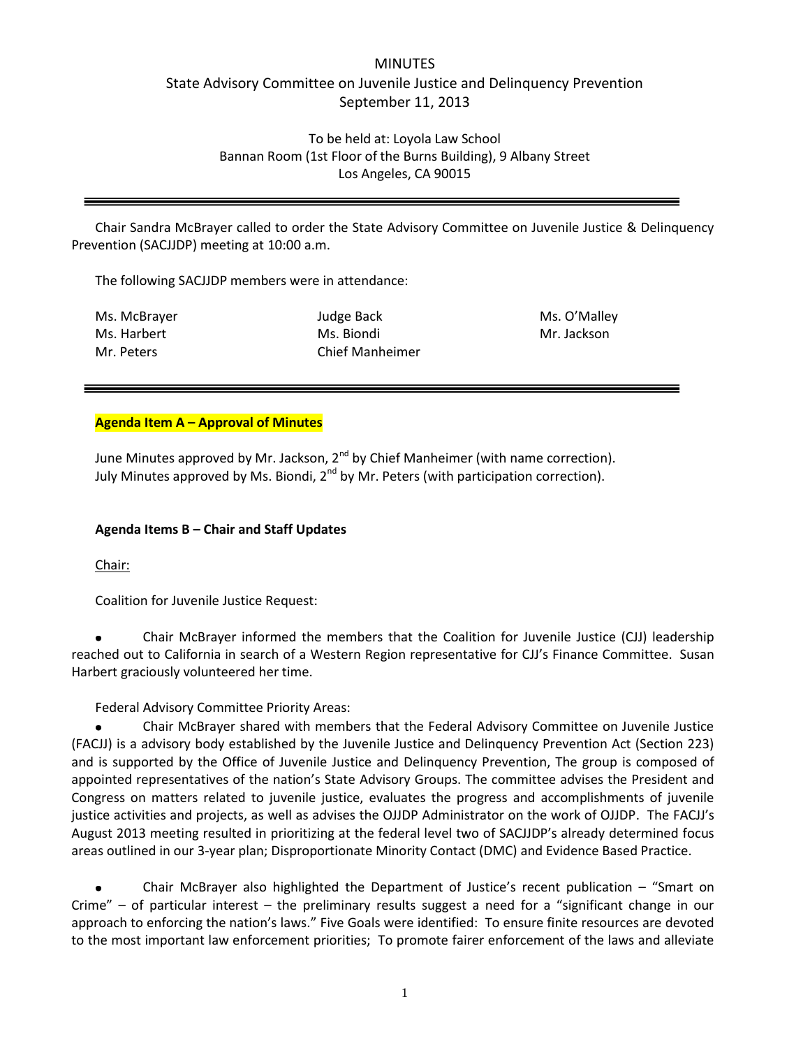# MINUTES

## State Advisory Committee on Juvenile Justice and Delinquency Prevention

### September 11, 2013

To be held at: Loyola Law School
Bannan Room (1st Floor of the Burns Building), 9 Albany Street
Los Angeles, CA 90015

---

Chair Sandra McBrayer called to order the State Advisory Committee on Juvenile Justice & Delinquency Prevention (SACJJDP) meeting at 10:00 a.m.

The following SACJJDP members were in attendance:

| | | |
|---|---|---|
| Ms. McBrayer | Judge Back | Ms. O'Malley |
| Ms. Harbert | Ms. Biondi | Mr. Jackson |
| Mr. Peters | Chief Manheimer | |

---

**Agenda Item A – Approval of Minutes**

June Minutes approved by Mr. Jackson, 2nd by Chief Manheimer (with name correction).
July Minutes approved by Ms. Biondi, 2nd by Mr. Peters (with participation correction).

**Agenda Items B – Chair and Staff Updates**

Chair:

Coalition for Juvenile Justice Request:

- Chair McBrayer informed the members that the Coalition for Juvenile Justice (CJJ) leadership reached out to California in search of a Western Region representative for CJJ's Finance Committee. Susan Harbert graciously volunteered her time.

Federal Advisory Committee Priority Areas:

- Chair McBrayer shared with members that the Federal Advisory Committee on Juvenile Justice (FACJJ) is a advisory body established by the Juvenile Justice and Delinquency Prevention Act (Section 223) and is supported by the Office of Juvenile Justice and Delinquency Prevention, The group is composed of appointed representatives of the nation's State Advisory Groups. The committee advises the President and Congress on matters related to juvenile justice, evaluates the progress and accomplishments of juvenile justice activities and projects, as well as advises the OJJDP Administrator on the work of OJJDP. The FACJJ's August 2013 meeting resulted in prioritizing at the federal level two of SACJJDP's already determined focus areas outlined in our 3-year plan; Disproportionate Minority Contact (DMC) and Evidence Based Practice.

- Chair McBrayer also highlighted the Department of Justice's recent publication – "Smart on Crime" – of particular interest – the preliminary results suggest a need for a "significant change in our approach to enforcing the nation's laws." Five Goals were identified: To ensure finite resources are devoted to the most important law enforcement priorities; To promote fairer enforcement of the laws and alleviate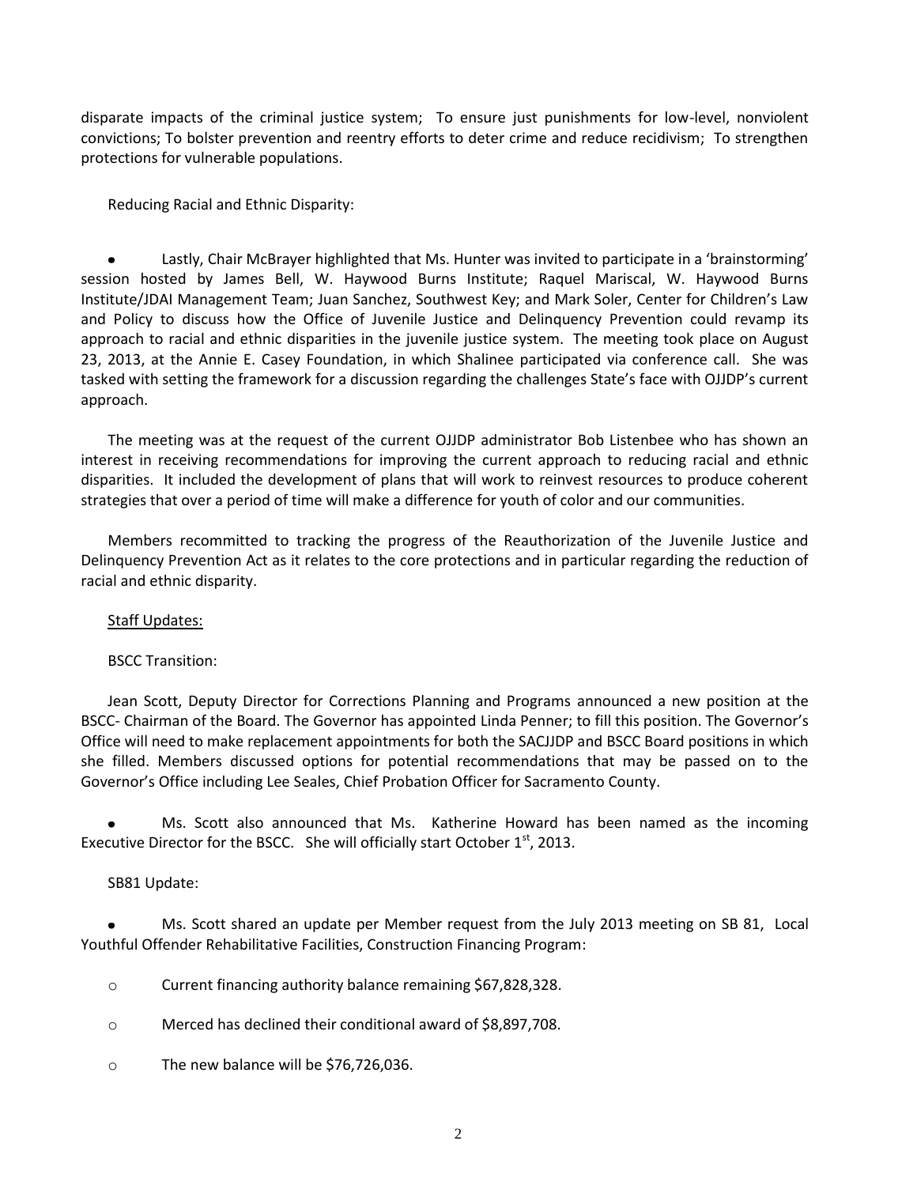disparate impacts of the criminal justice system; To ensure just punishments for low-level, nonviolent convictions; To bolster prevention and reentry efforts to deter crime and reduce recidivism; To strengthen protections for vulnerable populations.

Reducing Racial and Ethnic Disparity:

- Lastly, Chair McBrayer highlighted that Ms. Hunter was invited to participate in a 'brainstorming' session hosted by James Bell, W. Haywood Burns Institute; Raquel Mariscal, W. Haywood Burns Institute/JDAI Management Team; Juan Sanchez, Southwest Key; and Mark Soler, Center for Children's Law and Policy to discuss how the Office of Juvenile Justice and Delinquency Prevention could revamp its approach to racial and ethnic disparities in the juvenile justice system. The meeting took place on August 23, 2013, at the Annie E. Casey Foundation, in which Shalinee participated via conference call. She was tasked with setting the framework for a discussion regarding the challenges State's face with OJJDP's current approach.

The meeting was at the request of the current OJJDP administrator Bob Listenbee who has shown an interest in receiving recommendations for improving the current approach to reducing racial and ethnic disparities. It included the development of plans that will work to reinvest resources to produce coherent strategies that over a period of time will make a difference for youth of color and our communities.

Members recommitted to tracking the progress of the Reauthorization of the Juvenile Justice and Delinquency Prevention Act as it relates to the core protections and in particular regarding the reduction of racial and ethnic disparity.

<u>Staff Updates:</u>

BSCC Transition:

Jean Scott, Deputy Director for Corrections Planning and Programs announced a new position at the BSCC- Chairman of the Board. The Governor has appointed Linda Penner; to fill this position. The Governor's Office will need to make replacement appointments for both the SACJJDP and BSCC Board positions in which she filled. Members discussed options for potential recommendations that may be passed on to the Governor's Office including Lee Seales, Chief Probation Officer for Sacramento County.

- Ms. Scott also announced that Ms. Katherine Howard has been named as the incoming Executive Director for the BSCC. She will officially start October 1st, 2013.

SB81 Update:

- Ms. Scott shared an update per Member request from the July 2013 meeting on SB 81, Local Youthful Offender Rehabilitative Facilities, Construction Financing Program:
  - Current financing authority balance remaining $67,828,328.
  - Merced has declined their conditional award of $8,897,708.
  - The new balance will be $76,726,036.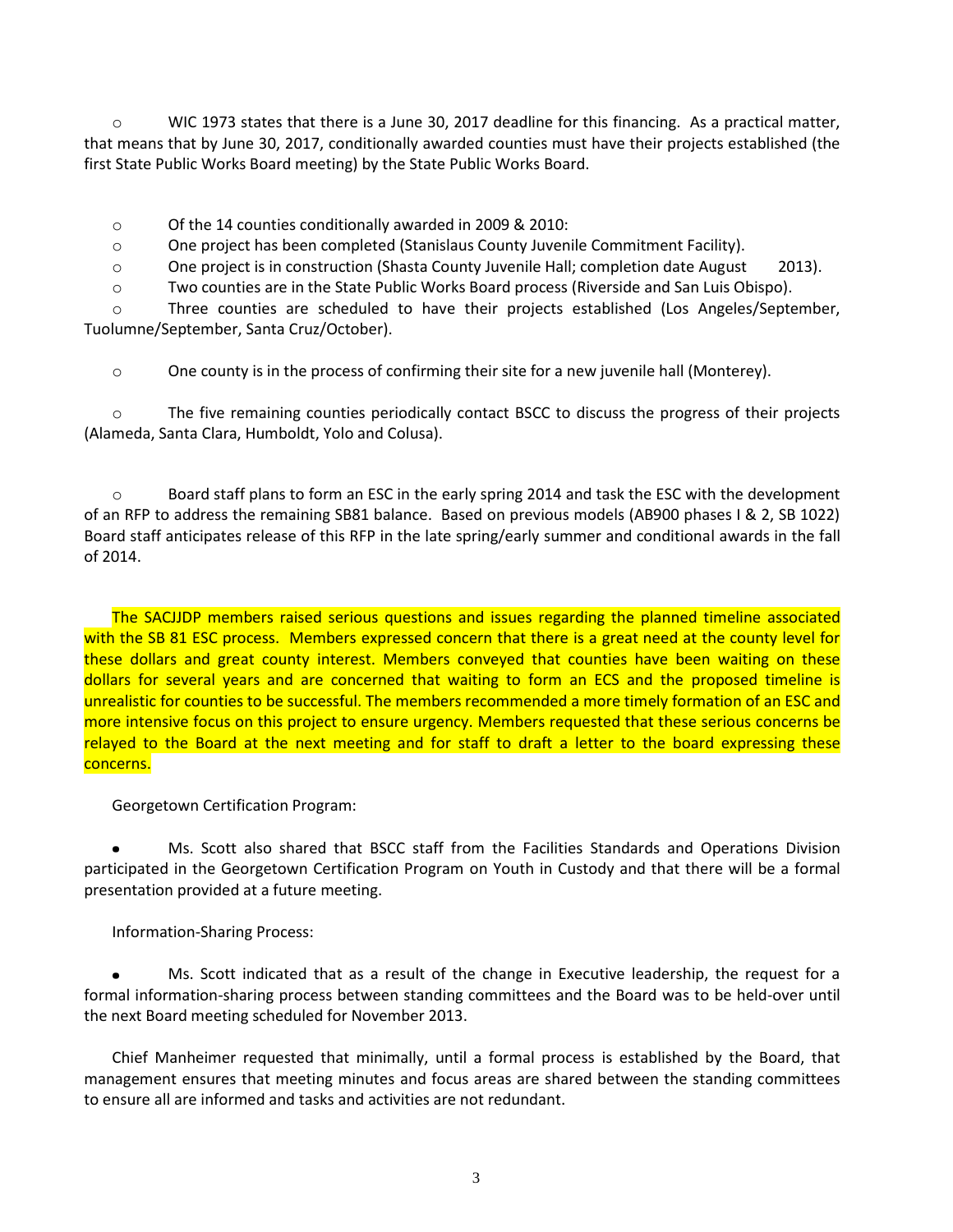- WIC 1973 states that there is a June 30, 2017 deadline for this financing. As a practical matter, that means that by June 30, 2017, conditionally awarded counties must have their projects established (the first State Public Works Board meeting) by the State Public Works Board.

- Of the 14 counties conditionally awarded in 2009 & 2010:
- One project has been completed (Stanislaus County Juvenile Commitment Facility).
- One project is in construction (Shasta County Juvenile Hall; completion date August 2013).
- Two counties are in the State Public Works Board process (Riverside and San Luis Obispo).
- Three counties are scheduled to have their projects established (Los Angeles/September, Tuolumne/September, Santa Cruz/October).

- One county is in the process of confirming their site for a new juvenile hall (Monterey).

- The five remaining counties periodically contact BSCC to discuss the progress of their projects (Alameda, Santa Clara, Humboldt, Yolo and Colusa).

- Board staff plans to form an ESC in the early spring 2014 and task the ESC with the development of an RFP to address the remaining SB81 balance. Based on previous models (AB900 phases I & 2, SB 1022) Board staff anticipates release of this RFP in the late spring/early summer and conditional awards in the fall of 2014.

The SACJJDP members raised serious questions and issues regarding the planned timeline associated with the SB 81 ESC process. Members expressed concern that there is a great need at the county level for these dollars and great county interest. Members conveyed that counties have been waiting on these dollars for several years and are concerned that waiting to form an ECS and the proposed timeline is unrealistic for counties to be successful. The members recommended a more timely formation of an ESC and more intensive focus on this project to ensure urgency. Members requested that these serious concerns be relayed to the Board at the next meeting and for staff to draft a letter to the board expressing these concerns.

Georgetown Certification Program:

- Ms. Scott also shared that BSCC staff from the Facilities Standards and Operations Division participated in the Georgetown Certification Program on Youth in Custody and that there will be a formal presentation provided at a future meeting.

Information-Sharing Process:

- Ms. Scott indicated that as a result of the change in Executive leadership, the request for a formal information-sharing process between standing committees and the Board was to be held-over until the next Board meeting scheduled for November 2013.

Chief Manheimer requested that minimally, until a formal process is established by the Board, that management ensures that meeting minutes and focus areas are shared between the standing committees to ensure all are informed and tasks and activities are not redundant.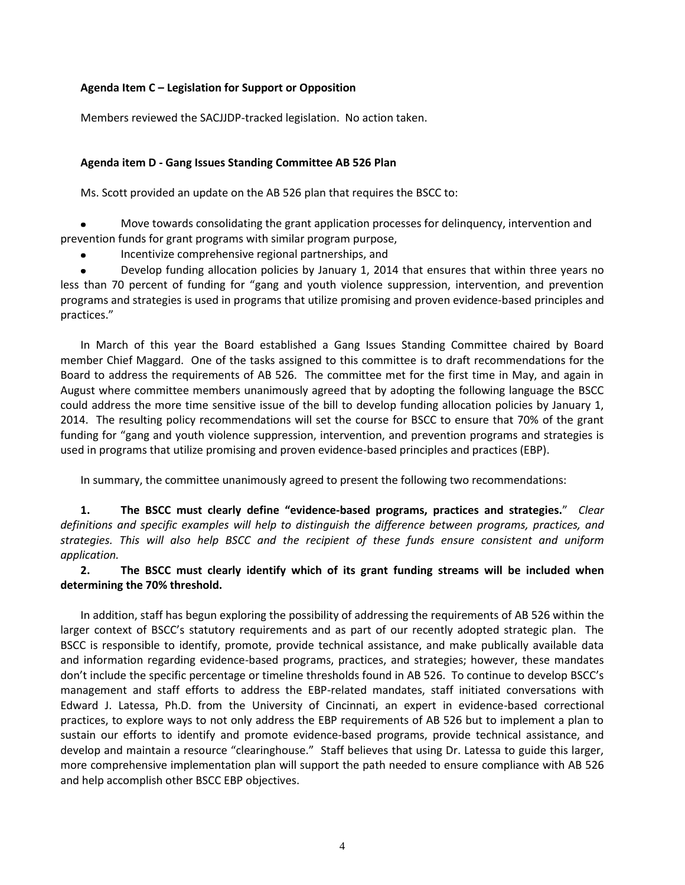**Agenda Item C – Legislation for Support or Opposition**

Members reviewed the SACJJDP-tracked legislation. No action taken.

**Agenda item D - Gang Issues Standing Committee AB 526 Plan**

Ms. Scott provided an update on the AB 526 plan that requires the BSCC to:

- Move towards consolidating the grant application processes for delinquency, intervention and prevention funds for grant programs with similar program purpose,
- Incentivize comprehensive regional partnerships, and
- Develop funding allocation policies by January 1, 2014 that ensures that within three years no less than 70 percent of funding for "gang and youth violence suppression, intervention, and prevention programs and strategies is used in programs that utilize promising and proven evidence-based principles and practices."

In March of this year the Board established a Gang Issues Standing Committee chaired by Board member Chief Maggard. One of the tasks assigned to this committee is to draft recommendations for the Board to address the requirements of AB 526. The committee met for the first time in May, and again in August where committee members unanimously agreed that by adopting the following language the BSCC could address the more time sensitive issue of the bill to develop funding allocation policies by January 1, 2014. The resulting policy recommendations will set the course for BSCC to ensure that 70% of the grant funding for "gang and youth violence suppression, intervention, and prevention programs and strategies is used in programs that utilize promising and proven evidence-based principles and practices (EBP).

In summary, the committee unanimously agreed to present the following two recommendations:

1. **The BSCC must clearly define "evidence-based programs, practices and strategies.**" *Clear definitions and specific examples will help to distinguish the difference between programs, practices, and strategies. This will also help BSCC and the recipient of these funds ensure consistent and uniform application.*
2. **The BSCC must clearly identify which of its grant funding streams will be included when determining the 70% threshold.**

In addition, staff has begun exploring the possibility of addressing the requirements of AB 526 within the larger context of BSCC's statutory requirements and as part of our recently adopted strategic plan. The BSCC is responsible to identify, promote, provide technical assistance, and make publically available data and information regarding evidence-based programs, practices, and strategies; however, these mandates don't include the specific percentage or timeline thresholds found in AB 526. To continue to develop BSCC's management and staff efforts to address the EBP-related mandates, staff initiated conversations with Edward J. Latessa, Ph.D. from the University of Cincinnati, an expert in evidence-based correctional practices, to explore ways to not only address the EBP requirements of AB 526 but to implement a plan to sustain our efforts to identify and promote evidence-based programs, provide technical assistance, and develop and maintain a resource "clearinghouse." Staff believes that using Dr. Latessa to guide this larger, more comprehensive implementation plan will support the path needed to ensure compliance with AB 526 and help accomplish other BSCC EBP objectives.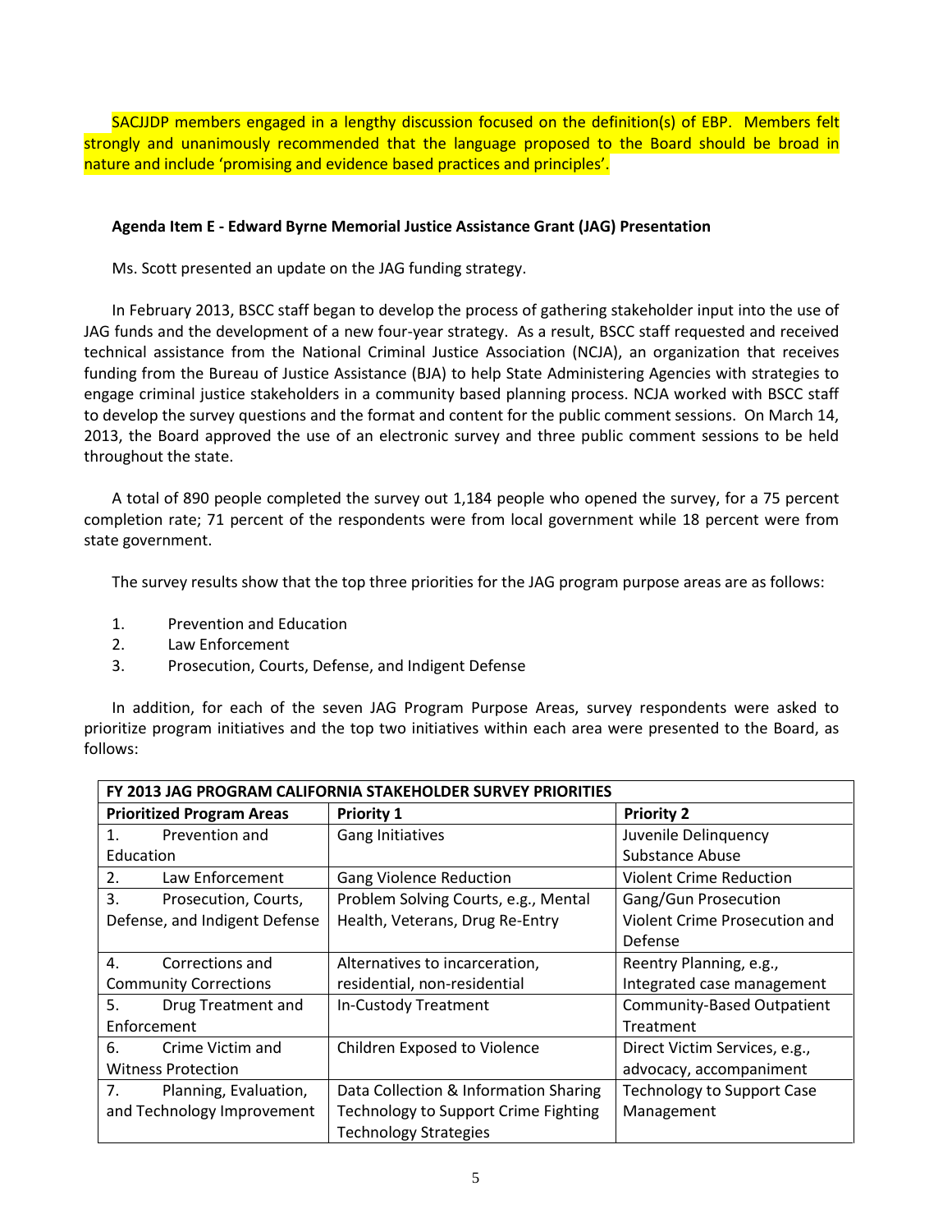SACJJDP members engaged in a lengthy discussion focused on the definition(s) of EBP. Members felt strongly and unanimously recommended that the language proposed to the Board should be broad in nature and include 'promising and evidence based practices and principles'.

**Agenda Item E - Edward Byrne Memorial Justice Assistance Grant (JAG) Presentation**

Ms. Scott presented an update on the JAG funding strategy.

In February 2013, BSCC staff began to develop the process of gathering stakeholder input into the use of JAG funds and the development of a new four-year strategy. As a result, BSCC staff requested and received technical assistance from the National Criminal Justice Association (NCJA), an organization that receives funding from the Bureau of Justice Assistance (BJA) to help State Administering Agencies with strategies to engage criminal justice stakeholders in a community based planning process. NCJA worked with BSCC staff to develop the survey questions and the format and content for the public comment sessions. On March 14, 2013, the Board approved the use of an electronic survey and three public comment sessions to be held throughout the state.

A total of 890 people completed the survey out 1,184 people who opened the survey, for a 75 percent completion rate; 71 percent of the respondents were from local government while 18 percent were from state government.

The survey results show that the top three priorities for the JAG program purpose areas are as follows:

1. Prevention and Education
2. Law Enforcement
3. Prosecution, Courts, Defense, and Indigent Defense

In addition, for each of the seven JAG Program Purpose Areas, survey respondents were asked to prioritize program initiatives and the top two initiatives within each area were presented to the Board, as follows:

| **FY 2013 JAG PROGRAM CALIFORNIA STAKEHOLDER SURVEY PRIORITIES** | | |
|---|---|---|
| **Prioritized Program Areas** | **Priority 1** | **Priority 2** |
| 1. Prevention and Education | Gang Initiatives | Juvenile Delinquency Substance Abuse |
| 2. Law Enforcement | Gang Violence Reduction | Violent Crime Reduction |
| 3. Prosecution, Courts, Defense, and Indigent Defense | Problem Solving Courts, e.g., Mental Health, Veterans, Drug Re-Entry | Gang/Gun Prosecution Violent Crime Prosecution and Defense |
| 4. Corrections and Community Corrections | Alternatives to incarceration, residential, non-residential | Reentry Planning, e.g., Integrated case management |
| 5. Drug Treatment and Enforcement | In-Custody Treatment | Community-Based Outpatient Treatment |
| 6. Crime Victim and Witness Protection | Children Exposed to Violence | Direct Victim Services, e.g., advocacy, accompaniment |
| 7. Planning, Evaluation, and Technology Improvement | Data Collection & Information Sharing Technology to Support Crime Fighting Technology Strategies | Technology to Support Case Management |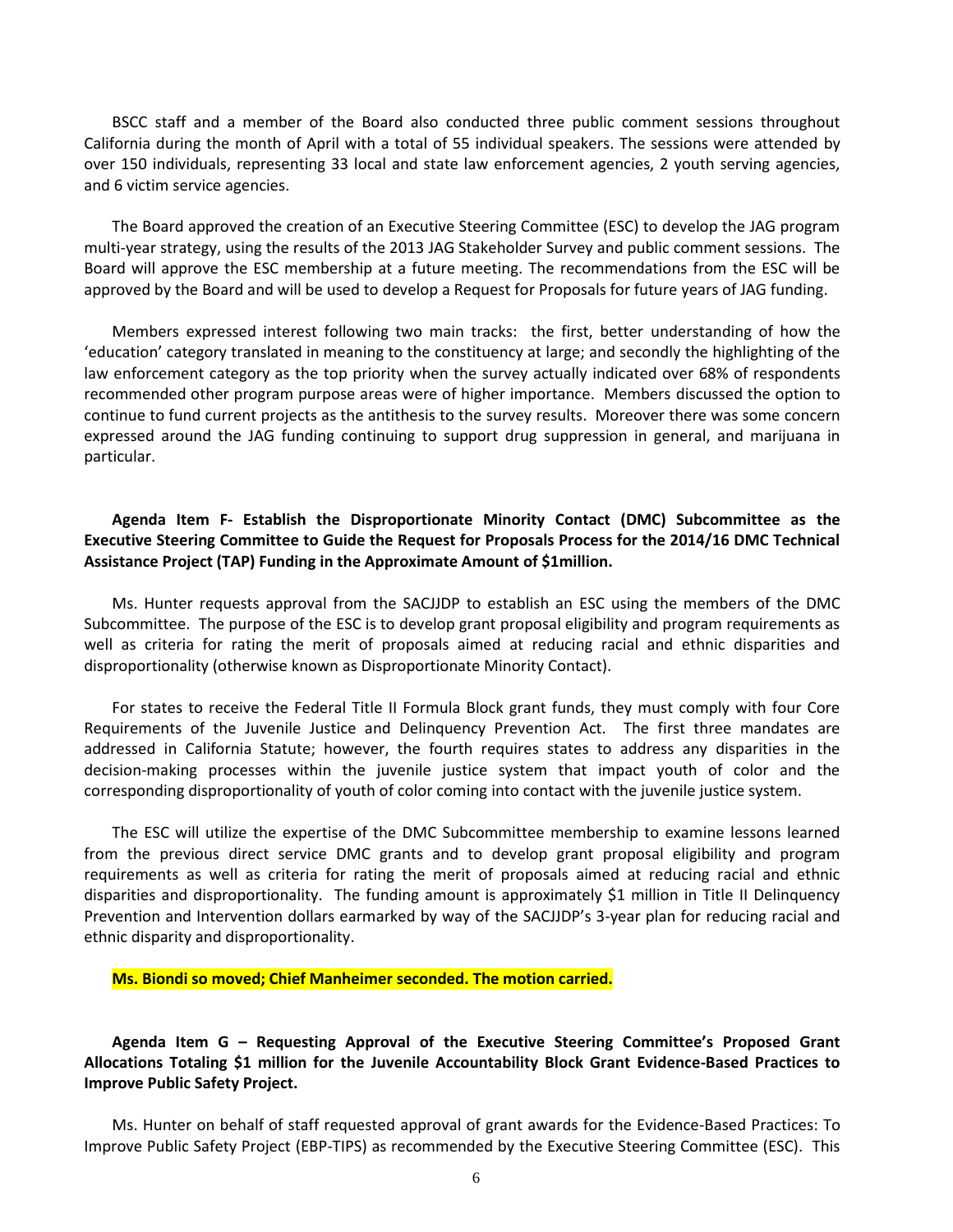BSCC staff and a member of the Board also conducted three public comment sessions throughout California during the month of April with a total of 55 individual speakers. The sessions were attended by over 150 individuals, representing 33 local and state law enforcement agencies, 2 youth serving agencies, and 6 victim service agencies.

The Board approved the creation of an Executive Steering Committee (ESC) to develop the JAG program multi-year strategy, using the results of the 2013 JAG Stakeholder Survey and public comment sessions. The Board will approve the ESC membership at a future meeting. The recommendations from the ESC will be approved by the Board and will be used to develop a Request for Proposals for future years of JAG funding.

Members expressed interest following two main tracks: the first, better understanding of how the 'education' category translated in meaning to the constituency at large; and secondly the highlighting of the law enforcement category as the top priority when the survey actually indicated over 68% of respondents recommended other program purpose areas were of higher importance. Members discussed the option to continue to fund current projects as the antithesis to the survey results. Moreover there was some concern expressed around the JAG funding continuing to support drug suppression in general, and marijuana in particular.

**Agenda Item F- Establish the Disproportionate Minority Contact (DMC) Subcommittee as the Executive Steering Committee to Guide the Request for Proposals Process for the 2014/16 DMC Technical Assistance Project (TAP) Funding in the Approximate Amount of $1million.**

Ms. Hunter requests approval from the SACJJDP to establish an ESC using the members of the DMC Subcommittee. The purpose of the ESC is to develop grant proposal eligibility and program requirements as well as criteria for rating the merit of proposals aimed at reducing racial and ethnic disparities and disproportionality (otherwise known as Disproportionate Minority Contact).

For states to receive the Federal Title II Formula Block grant funds, they must comply with four Core Requirements of the Juvenile Justice and Delinquency Prevention Act. The first three mandates are addressed in California Statute; however, the fourth requires states to address any disparities in the decision-making processes within the juvenile justice system that impact youth of color and the corresponding disproportionality of youth of color coming into contact with the juvenile justice system.

The ESC will utilize the expertise of the DMC Subcommittee membership to examine lessons learned from the previous direct service DMC grants and to develop grant proposal eligibility and program requirements as well as criteria for rating the merit of proposals aimed at reducing racial and ethnic disparities and disproportionality. The funding amount is approximately $1 million in Title II Delinquency Prevention and Intervention dollars earmarked by way of the SACJJDP's 3-year plan for reducing racial and ethnic disparity and disproportionality.

**Ms. Biondi so moved; Chief Manheimer seconded. The motion carried.**

**Agenda Item G – Requesting Approval of the Executive Steering Committee's Proposed Grant Allocations Totaling $1 million for the Juvenile Accountability Block Grant Evidence-Based Practices to Improve Public Safety Project.**

Ms. Hunter on behalf of staff requested approval of grant awards for the Evidence-Based Practices: To Improve Public Safety Project (EBP-TIPS) as recommended by the Executive Steering Committee (ESC). This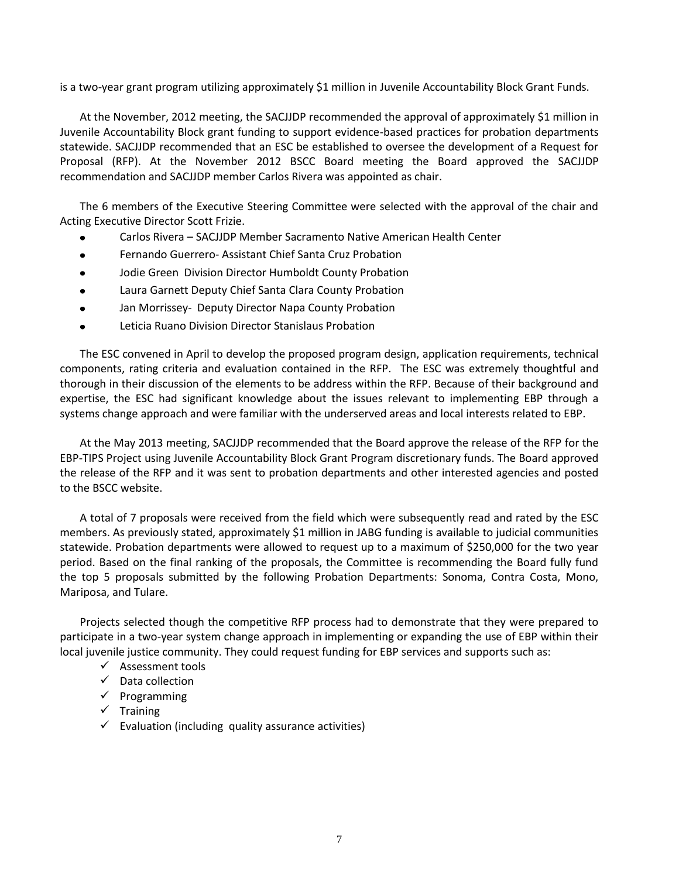is a two-year grant program utilizing approximately $1 million in Juvenile Accountability Block Grant Funds.

At the November, 2012 meeting, the SACJJDP recommended the approval of approximately $1 million in Juvenile Accountability Block grant funding to support evidence-based practices for probation departments statewide. SACJJDP recommended that an ESC be established to oversee the development of a Request for Proposal (RFP). At the November 2012 BSCC Board meeting the Board approved the SACJJDP recommendation and SACJJDP member Carlos Rivera was appointed as chair.

The 6 members of the Executive Steering Committee were selected with the approval of the chair and Acting Executive Director Scott Frizie.

- Carlos Rivera – SACJJDP Member Sacramento Native American Health Center
- Fernando Guerrero- Assistant Chief Santa Cruz Probation
- Jodie Green Division Director Humboldt County Probation
- Laura Garnett Deputy Chief Santa Clara County Probation
- Jan Morrissey- Deputy Director Napa County Probation
- Leticia Ruano Division Director Stanislaus Probation

The ESC convened in April to develop the proposed program design, application requirements, technical components, rating criteria and evaluation contained in the RFP. The ESC was extremely thoughtful and thorough in their discussion of the elements to be address within the RFP. Because of their background and expertise, the ESC had significant knowledge about the issues relevant to implementing EBP through a systems change approach and were familiar with the underserved areas and local interests related to EBP.

At the May 2013 meeting, SACJJDP recommended that the Board approve the release of the RFP for the EBP-TIPS Project using Juvenile Accountability Block Grant Program discretionary funds. The Board approved the release of the RFP and it was sent to probation departments and other interested agencies and posted to the BSCC website.

A total of 7 proposals were received from the field which were subsequently read and rated by the ESC members. As previously stated, approximately $1 million in JABG funding is available to judicial communities statewide. Probation departments were allowed to request up to a maximum of $250,000 for the two year period. Based on the final ranking of the proposals, the Committee is recommending the Board fully fund the top 5 proposals submitted by the following Probation Departments: Sonoma, Contra Costa, Mono, Mariposa, and Tulare.

Projects selected though the competitive RFP process had to demonstrate that they were prepared to participate in a two-year system change approach in implementing or expanding the use of EBP within their local juvenile justice community. They could request funding for EBP services and supports such as:

- ✓ Assessment tools
- ✓ Data collection
- ✓ Programming
- ✓ Training
- ✓ Evaluation (including quality assurance activities)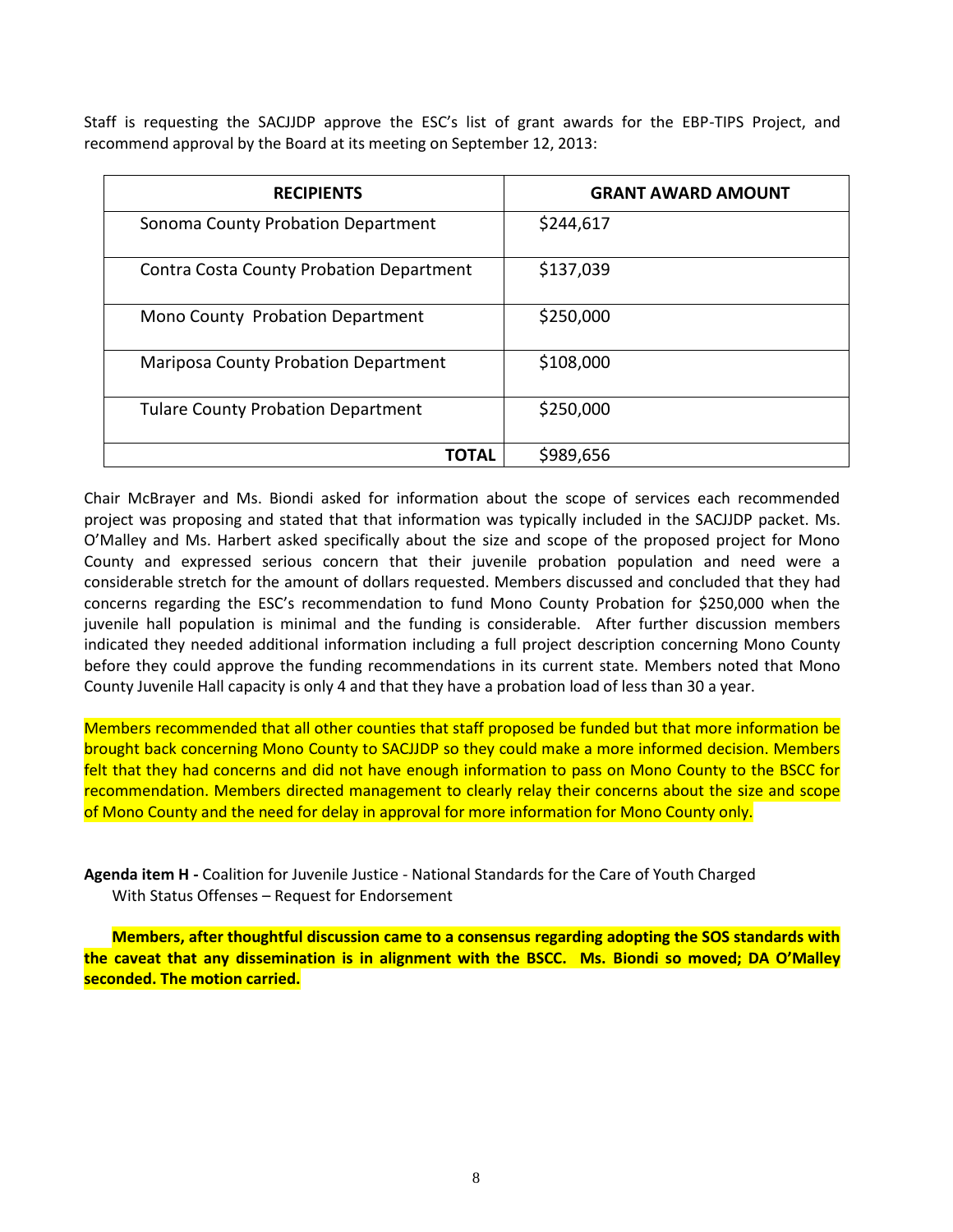Staff is requesting the SACJJDP approve the ESC's list of grant awards for the EBP-TIPS Project, and recommend approval by the Board at its meeting on September 12, 2013:

| RECIPIENTS | GRANT AWARD AMOUNT |
|---|---|
| Sonoma County Probation Department | $244,617 |
| Contra Costa County Probation Department | $137,039 |
| Mono County Probation Department | $250,000 |
| Mariposa County Probation Department | $108,000 |
| Tulare County Probation Department | $250,000 |
| **TOTAL** | $989,656 |

Chair McBrayer and Ms. Biondi asked for information about the scope of services each recommended project was proposing and stated that that information was typically included in the SACJJDP packet. Ms. O'Malley and Ms. Harbert asked specifically about the size and scope of the proposed project for Mono County and expressed serious concern that their juvenile probation population and need were a considerable stretch for the amount of dollars requested. Members discussed and concluded that they had concerns regarding the ESC's recommendation to fund Mono County Probation for $250,000 when the juvenile hall population is minimal and the funding is considerable. After further discussion members indicated they needed additional information including a full project description concerning Mono County before they could approve the funding recommendations in its current state. Members noted that Mono County Juvenile Hall capacity is only 4 and that they have a probation load of less than 30 a year.

Members recommended that all other counties that staff proposed be funded but that more information be brought back concerning Mono County to SACJJDP so they could make a more informed decision. Members felt that they had concerns and did not have enough information to pass on Mono County to the BSCC for recommendation. Members directed management to clearly relay their concerns about the size and scope of Mono County and the need for delay in approval for more information for Mono County only.

**Agenda item H -** Coalition for Juvenile Justice - National Standards for the Care of Youth Charged With Status Offenses – Request for Endorsement

**Members, after thoughtful discussion came to a consensus regarding adopting the SOS standards with the caveat that any dissemination is in alignment with the BSCC. Ms. Biondi so moved; DA O'Malley seconded. The motion carried.**